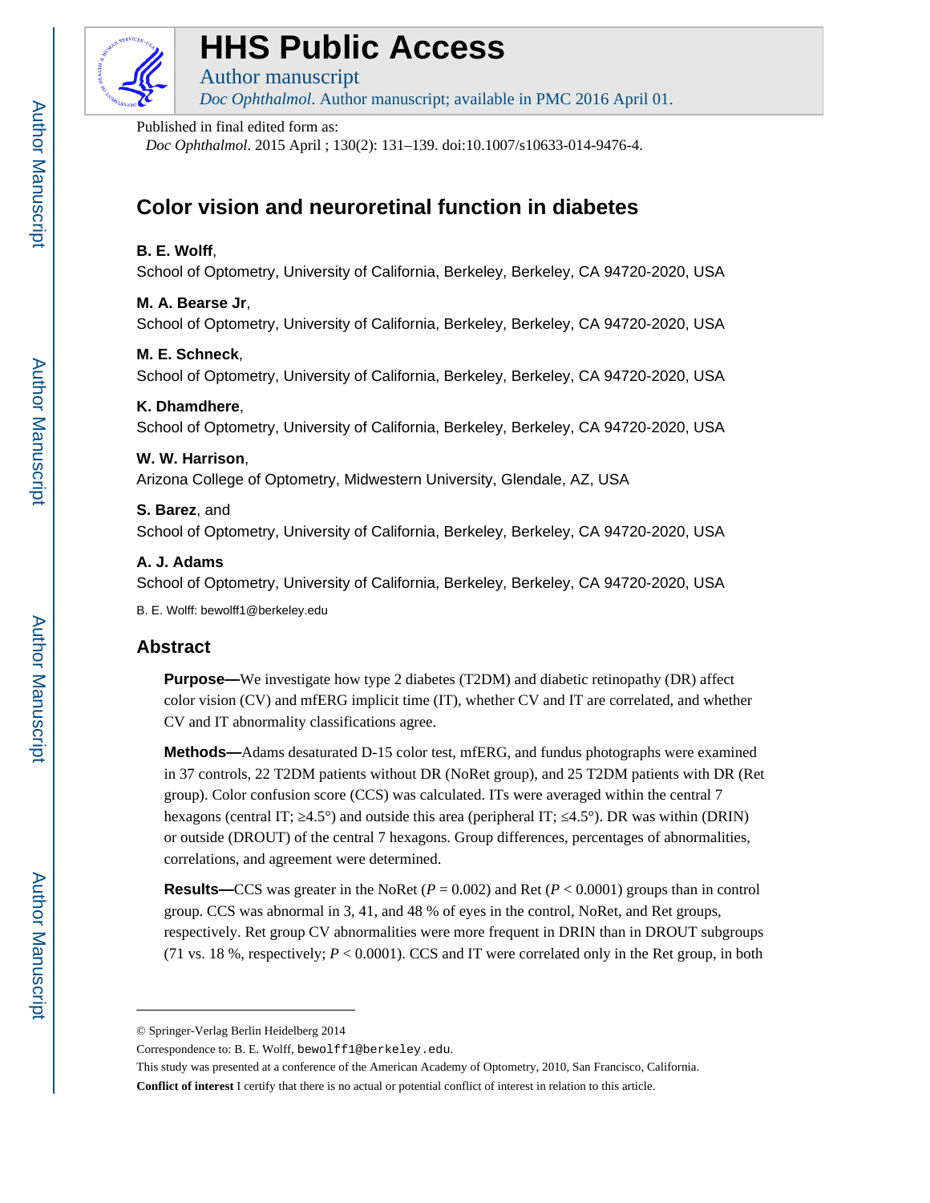# HHS Public Access

Author manuscript

*Doc Ophthalmol*. Author manuscript; available in PMC 2016 April 01.

Published in final edited form as:

*Doc Ophthalmol*. 2015 April ; 130(2): 131–139. doi:10.1007/s10633-014-9476-4.

## Color vision and neuroretinal function in diabetes

**B. E. Wolff**,
School of Optometry, University of California, Berkeley, Berkeley, CA 94720-2020, USA

**M. A. Bearse Jr**,
School of Optometry, University of California, Berkeley, Berkeley, CA 94720-2020, USA

**M. E. Schneck**,
School of Optometry, University of California, Berkeley, Berkeley, CA 94720-2020, USA

**K. Dhamdhere**,
School of Optometry, University of California, Berkeley, Berkeley, CA 94720-2020, USA

**W. W. Harrison**,
Arizona College of Optometry, Midwestern University, Glendale, AZ, USA

**S. Barez**, and
School of Optometry, University of California, Berkeley, Berkeley, CA 94720-2020, USA

**A. J. Adams**
School of Optometry, University of California, Berkeley, Berkeley, CA 94720-2020, USA

B. E. Wolff: bewolff1@berkeley.edu

## Abstract

**Purpose—**We investigate how type 2 diabetes (T2DM) and diabetic retinopathy (DR) affect color vision (CV) and mfERG implicit time (IT), whether CV and IT are correlated, and whether CV and IT abnormality classifications agree.

**Methods—**Adams desaturated D-15 color test, mfERG, and fundus photographs were examined in 37 controls, 22 T2DM patients without DR (NoRet group), and 25 T2DM patients with DR (Ret group). Color confusion score (CCS) was calculated. ITs were averaged within the central 7 hexagons (central IT; ≥4.5°) and outside this area (peripheral IT; ≤4.5°). DR was within (DRIN) or outside (DROUT) of the central 7 hexagons. Group differences, percentages of abnormalities, correlations, and agreement were determined.

**Results—**CCS was greater in the NoRet ($P = 0.002$) and Ret ($P < 0.0001$) groups than in control group. CCS was abnormal in 3, 41, and 48 % of eyes in the control, NoRet, and Ret groups, respectively. Ret group CV abnormalities were more frequent in DRIN than in DROUT subgroups (71 vs. 18 %, respectively; $P < 0.0001$). CCS and IT were correlated only in the Ret group, in both

---

© Springer-Verlag Berlin Heidelberg 2014

Correspondence to: B. E. Wolff, bewolff1@berkeley.edu.

This study was presented at a conference of the American Academy of Optometry, 2010, San Francisco, California.

**Conflict of interest** I certify that there is no actual or potential conflict of interest in relation to this article.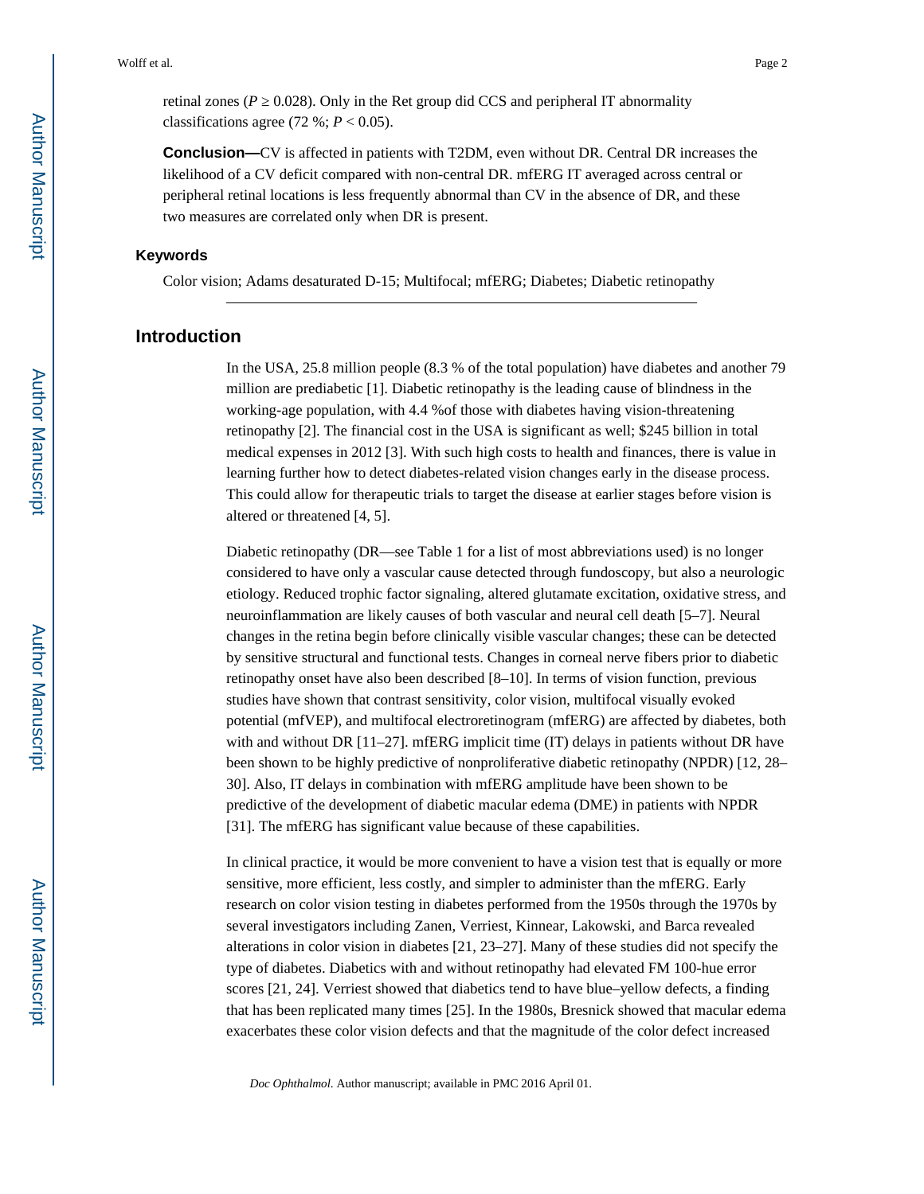retinal zones ($P \geq 0.028$). Only in the Ret group did CCS and peripheral IT abnormality classifications agree (72 %; $P < 0.05$).

**Conclusion—**CV is affected in patients with T2DM, even without DR. Central DR increases the likelihood of a CV deficit compared with non-central DR. mfERG IT averaged across central or peripheral retinal locations is less frequently abnormal than CV in the absence of DR, and these two measures are correlated only when DR is present.

### Keywords

Color vision; Adams desaturated D-15; Multifocal; mfERG; Diabetes; Diabetic retinopathy

## Introduction

In the USA, 25.8 million people (8.3 % of the total population) have diabetes and another 79 million are prediabetic [1]. Diabetic retinopathy is the leading cause of blindness in the working-age population, with 4.4 %of those with diabetes having vision-threatening retinopathy [2]. The financial cost in the USA is significant as well; $245 billion in total medical expenses in 2012 [3]. With such high costs to health and finances, there is value in learning further how to detect diabetes-related vision changes early in the disease process. This could allow for therapeutic trials to target the disease at earlier stages before vision is altered or threatened [4, 5].

Diabetic retinopathy (DR—see Table 1 for a list of most abbreviations used) is no longer considered to have only a vascular cause detected through fundoscopy, but also a neurologic etiology. Reduced trophic factor signaling, altered glutamate excitation, oxidative stress, and neuroinflammation are likely causes of both vascular and neural cell death [5–7]. Neural changes in the retina begin before clinically visible vascular changes; these can be detected by sensitive structural and functional tests. Changes in corneal nerve fibers prior to diabetic retinopathy onset have also been described [8–10]. In terms of vision function, previous studies have shown that contrast sensitivity, color vision, multifocal visually evoked potential (mfVEP), and multifocal electroretinogram (mfERG) are affected by diabetes, both with and without DR [11–27]. mfERG implicit time (IT) delays in patients without DR have been shown to be highly predictive of nonproliferative diabetic retinopathy (NPDR) [12, 28–30]. Also, IT delays in combination with mfERG amplitude have been shown to be predictive of the development of diabetic macular edema (DME) in patients with NPDR [31]. The mfERG has significant value because of these capabilities.

In clinical practice, it would be more convenient to have a vision test that is equally or more sensitive, more efficient, less costly, and simpler to administer than the mfERG. Early research on color vision testing in diabetes performed from the 1950s through the 1970s by several investigators including Zanen, Verriest, Kinnear, Lakowski, and Barca revealed alterations in color vision in diabetes [21, 23–27]. Many of these studies did not specify the type of diabetes. Diabetics with and without retinopathy had elevated FM 100-hue error scores [21, 24]. Verriest showed that diabetics tend to have blue–yellow defects, a finding that has been replicated many times [25]. In the 1980s, Bresnick showed that macular edema exacerbates these color vision defects and that the magnitude of the color defect increased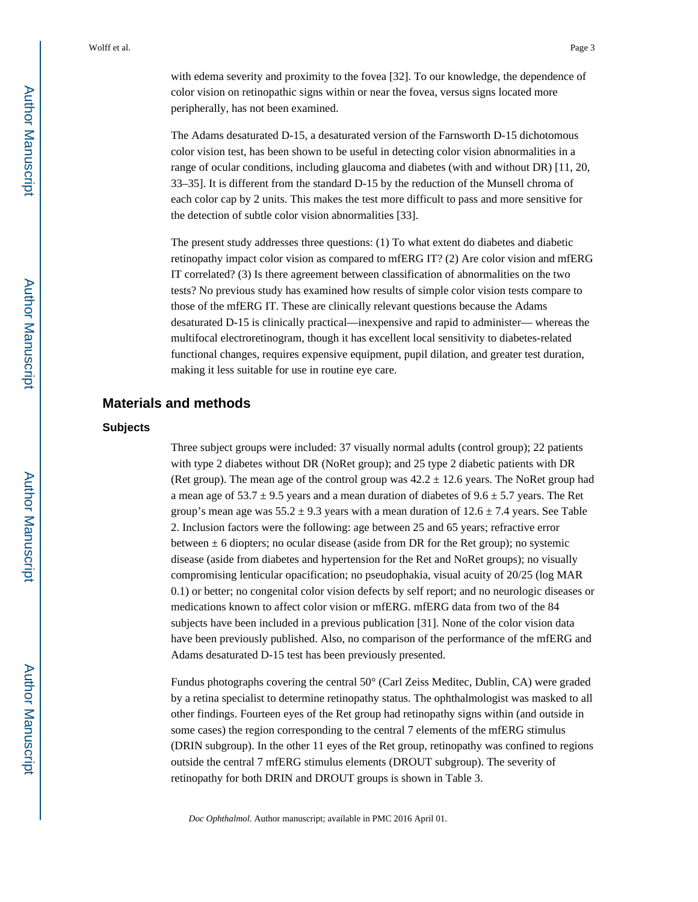with edema severity and proximity to the fovea [32]. To our knowledge, the dependence of color vision on retinopathic signs within or near the fovea, versus signs located more peripherally, has not been examined.

The Adams desaturated D-15, a desaturated version of the Farnsworth D-15 dichotomous color vision test, has been shown to be useful in detecting color vision abnormalities in a range of ocular conditions, including glaucoma and diabetes (with and without DR) [11, 20, 33–35]. It is different from the standard D-15 by the reduction of the Munsell chroma of each color cap by 2 units. This makes the test more difficult to pass and more sensitive for the detection of subtle color vision abnormalities [33].

The present study addresses three questions: (1) To what extent do diabetes and diabetic retinopathy impact color vision as compared to mfERG IT? (2) Are color vision and mfERG IT correlated? (3) Is there agreement between classification of abnormalities on the two tests? No previous study has examined how results of simple color vision tests compare to those of the mfERG IT. These are clinically relevant questions because the Adams desaturated D-15 is clinically practical—inexpensive and rapid to administer— whereas the multifocal electroretinogram, though it has excellent local sensitivity to diabetes-related functional changes, requires expensive equipment, pupil dilation, and greater test duration, making it less suitable for use in routine eye care.

## Materials and methods

### Subjects

Three subject groups were included: 37 visually normal adults (control group); 22 patients with type 2 diabetes without DR (NoRet group); and 25 type 2 diabetic patients with DR (Ret group). The mean age of the control group was $42.2 \pm 12.6$ years. The NoRet group had a mean age of $53.7 \pm 9.5$ years and a mean duration of diabetes of $9.6 \pm 5.7$ years. The Ret group's mean age was $55.2 \pm 9.3$ years with a mean duration of $12.6 \pm 7.4$ years. See Table 2. Inclusion factors were the following: age between 25 and 65 years; refractive error between $\pm$ 6 diopters; no ocular disease (aside from DR for the Ret group); no systemic disease (aside from diabetes and hypertension for the Ret and NoRet groups); no visually compromising lenticular opacification; no pseudophakia, visual acuity of 20/25 (log MAR 0.1) or better; no congenital color vision defects by self report; and no neurologic diseases or medications known to affect color vision or mfERG. mfERG data from two of the 84 subjects have been included in a previous publication [31]. None of the color vision data have been previously published. Also, no comparison of the performance of the mfERG and Adams desaturated D-15 test has been previously presented.

Fundus photographs covering the central 50° (Carl Zeiss Meditec, Dublin, CA) were graded by a retina specialist to determine retinopathy status. The ophthalmologist was masked to all other findings. Fourteen eyes of the Ret group had retinopathy signs within (and outside in some cases) the region corresponding to the central 7 elements of the mfERG stimulus (DRIN subgroup). In the other 11 eyes of the Ret group, retinopathy was confined to regions outside the central 7 mfERG stimulus elements (DROUT subgroup). The severity of retinopathy for both DRIN and DROUT groups is shown in Table 3.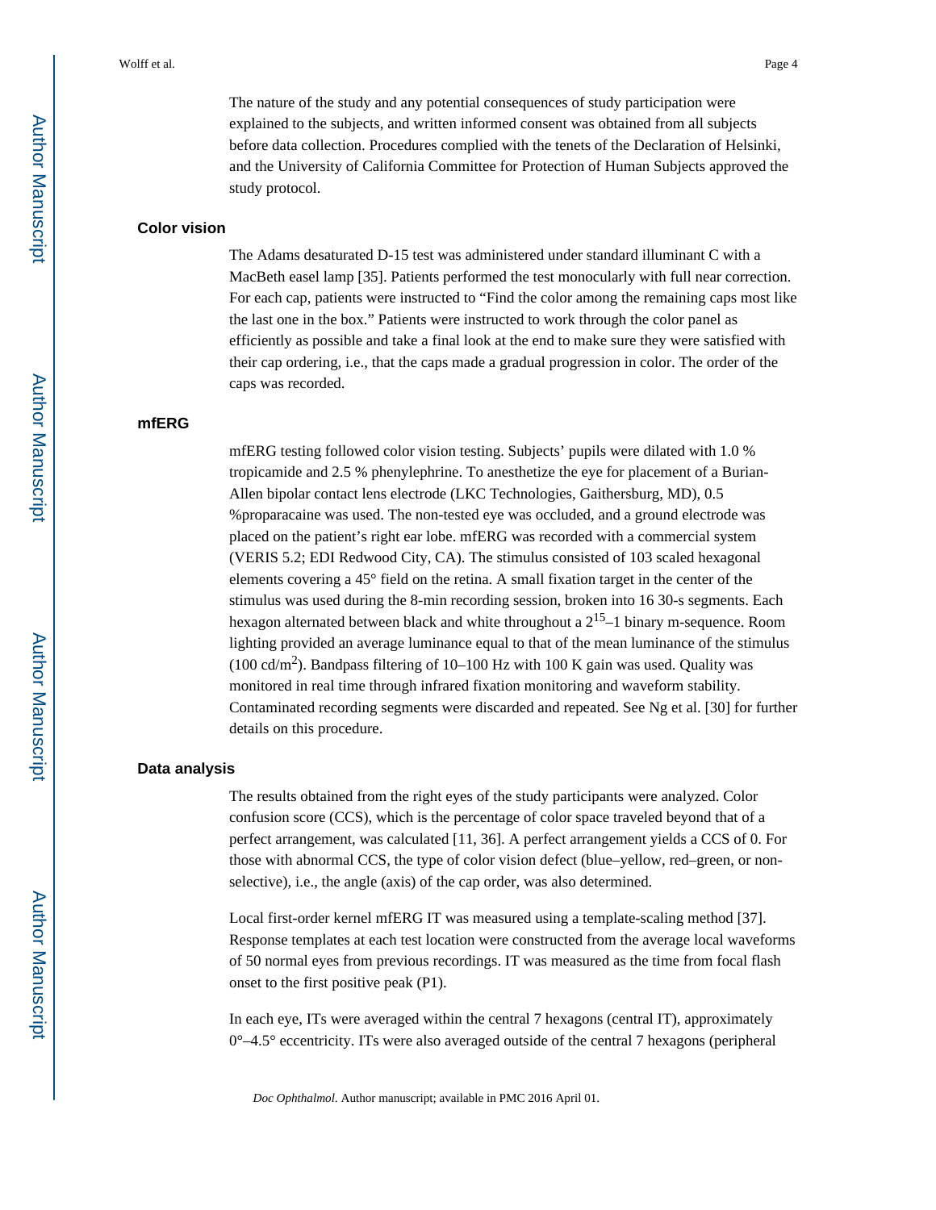The nature of the study and any potential consequences of study participation were explained to the subjects, and written informed consent was obtained from all subjects before data collection. Procedures complied with the tenets of the Declaration of Helsinki, and the University of California Committee for Protection of Human Subjects approved the study protocol.

### Color vision

The Adams desaturated D-15 test was administered under standard illuminant C with a MacBeth easel lamp [35]. Patients performed the test monocularly with full near correction. For each cap, patients were instructed to "Find the color among the remaining caps most like the last one in the box." Patients were instructed to work through the color panel as efficiently as possible and take a final look at the end to make sure they were satisfied with their cap ordering, i.e., that the caps made a gradual progression in color. The order of the caps was recorded.

### mfERG

mfERG testing followed color vision testing. Subjects' pupils were dilated with 1.0 % tropicamide and 2.5 % phenylephrine. To anesthetize the eye for placement of a Burian-Allen bipolar contact lens electrode (LKC Technologies, Gaithersburg, MD), 0.5 %proparacaine was used. The non-tested eye was occluded, and a ground electrode was placed on the patient's right ear lobe. mfERG was recorded with a commercial system (VERIS 5.2; EDI Redwood City, CA). The stimulus consisted of 103 scaled hexagonal elements covering a 45° field on the retina. A small fixation target in the center of the stimulus was used during the 8-min recording session, broken into 16 30-s segments. Each hexagon alternated between black and white throughout a $2^{15}$–1 binary m-sequence. Room lighting provided an average luminance equal to that of the mean luminance of the stimulus (100 cd/m$^2$). Bandpass filtering of 10–100 Hz with 100 K gain was used. Quality was monitored in real time through infrared fixation monitoring and waveform stability. Contaminated recording segments were discarded and repeated. See Ng et al. [30] for further details on this procedure.

### Data analysis

The results obtained from the right eyes of the study participants were analyzed. Color confusion score (CCS), which is the percentage of color space traveled beyond that of a perfect arrangement, was calculated [11, 36]. A perfect arrangement yields a CCS of 0. For those with abnormal CCS, the type of color vision defect (blue–yellow, red–green, or non-selective), i.e., the angle (axis) of the cap order, was also determined.

Local first-order kernel mfERG IT was measured using a template-scaling method [37]. Response templates at each test location were constructed from the average local waveforms of 50 normal eyes from previous recordings. IT was measured as the time from focal flash onset to the first positive peak (P1).

In each eye, ITs were averaged within the central 7 hexagons (central IT), approximately 0°–4.5° eccentricity. ITs were also averaged outside of the central 7 hexagons (peripheral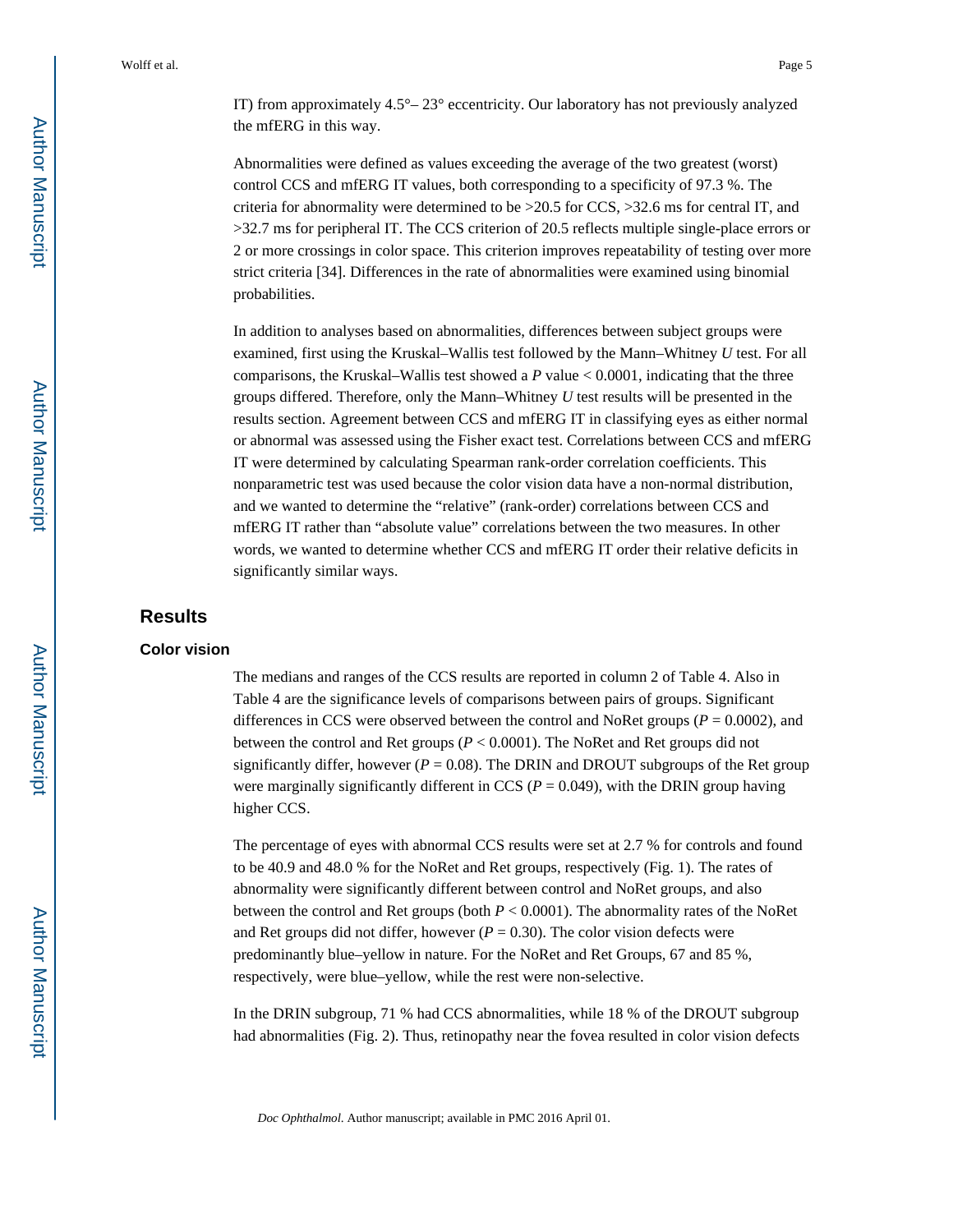IT) from approximately 4.5°– 23° eccentricity. Our laboratory has not previously analyzed the mfERG in this way.

Abnormalities were defined as values exceeding the average of the two greatest (worst) control CCS and mfERG IT values, both corresponding to a specificity of 97.3 %. The criteria for abnormality were determined to be >20.5 for CCS, >32.6 ms for central IT, and >32.7 ms for peripheral IT. The CCS criterion of 20.5 reflects multiple single-place errors or 2 or more crossings in color space. This criterion improves repeatability of testing over more strict criteria [34]. Differences in the rate of abnormalities were examined using binomial probabilities.

In addition to analyses based on abnormalities, differences between subject groups were examined, first using the Kruskal–Wallis test followed by the Mann–Whitney $U$ test. For all comparisons, the Kruskal–Wallis test showed a $P$ value $< 0.0001$, indicating that the three groups differed. Therefore, only the Mann–Whitney $U$ test results will be presented in the results section. Agreement between CCS and mfERG IT in classifying eyes as either normal or abnormal was assessed using the Fisher exact test. Correlations between CCS and mfERG IT were determined by calculating Spearman rank-order correlation coefficients. This nonparametric test was used because the color vision data have a non-normal distribution, and we wanted to determine the "relative" (rank-order) correlations between CCS and mfERG IT rather than "absolute value" correlations between the two measures. In other words, we wanted to determine whether CCS and mfERG IT order their relative deficits in significantly similar ways.

## Results

### Color vision

The medians and ranges of the CCS results are reported in column 2 of Table 4. Also in Table 4 are the significance levels of comparisons between pairs of groups. Significant differences in CCS were observed between the control and NoRet groups ($P = 0.0002$), and between the control and Ret groups ($P < 0.0001$). The NoRet and Ret groups did not significantly differ, however ($P = 0.08$). The DRIN and DROUT subgroups of the Ret group were marginally significantly different in CCS ($P = 0.049$), with the DRIN group having higher CCS.

The percentage of eyes with abnormal CCS results were set at 2.7 % for controls and found to be 40.9 and 48.0 % for the NoRet and Ret groups, respectively (Fig. 1). The rates of abnormality were significantly different between control and NoRet groups, and also between the control and Ret groups (both $P < 0.0001$). The abnormality rates of the NoRet and Ret groups did not differ, however ($P = 0.30$). The color vision defects were predominantly blue–yellow in nature. For the NoRet and Ret Groups, 67 and 85 %, respectively, were blue–yellow, while the rest were non-selective.

In the DRIN subgroup, 71 % had CCS abnormalities, while 18 % of the DROUT subgroup had abnormalities (Fig. 2). Thus, retinopathy near the fovea resulted in color vision defects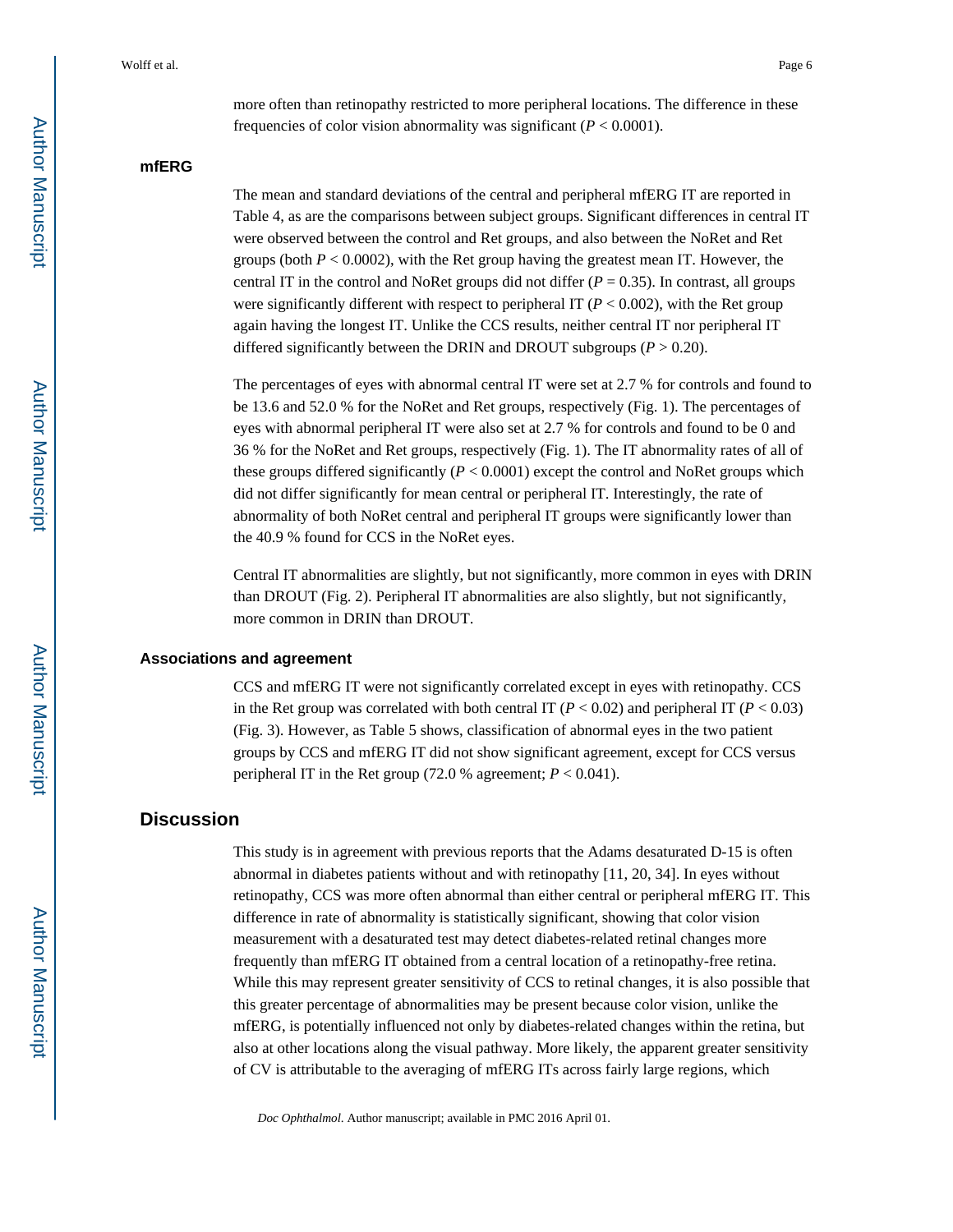more often than retinopathy restricted to more peripheral locations. The difference in these frequencies of color vision abnormality was significant ($P < 0.0001$).

### mfERG

The mean and standard deviations of the central and peripheral mfERG IT are reported in Table 4, as are the comparisons between subject groups. Significant differences in central IT were observed between the control and Ret groups, and also between the NoRet and Ret groups (both $P < 0.0002$), with the Ret group having the greatest mean IT. However, the central IT in the control and NoRet groups did not differ ($P = 0.35$). In contrast, all groups were significantly different with respect to peripheral IT ($P < 0.002$), with the Ret group again having the longest IT. Unlike the CCS results, neither central IT nor peripheral IT differed significantly between the DRIN and DROUT subgroups ($P > 0.20$).

The percentages of eyes with abnormal central IT were set at 2.7 % for controls and found to be 13.6 and 52.0 % for the NoRet and Ret groups, respectively (Fig. 1). The percentages of eyes with abnormal peripheral IT were also set at 2.7 % for controls and found to be 0 and 36 % for the NoRet and Ret groups, respectively (Fig. 1). The IT abnormality rates of all of these groups differed significantly ($P < 0.0001$) except the control and NoRet groups which did not differ significantly for mean central or peripheral IT. Interestingly, the rate of abnormality of both NoRet central and peripheral IT groups were significantly lower than the 40.9 % found for CCS in the NoRet eyes.

Central IT abnormalities are slightly, but not significantly, more common in eyes with DRIN than DROUT (Fig. 2). Peripheral IT abnormalities are also slightly, but not significantly, more common in DRIN than DROUT.

### Associations and agreement

CCS and mfERG IT were not significantly correlated except in eyes with retinopathy. CCS in the Ret group was correlated with both central IT ($P < 0.02$) and peripheral IT ($P < 0.03$) (Fig. 3). However, as Table 5 shows, classification of abnormal eyes in the two patient groups by CCS and mfERG IT did not show significant agreement, except for CCS versus peripheral IT in the Ret group (72.0 % agreement; $P < 0.041$).

## Discussion

This study is in agreement with previous reports that the Adams desaturated D-15 is often abnormal in diabetes patients without and with retinopathy [11, 20, 34]. In eyes without retinopathy, CCS was more often abnormal than either central or peripheral mfERG IT. This difference in rate of abnormality is statistically significant, showing that color vision measurement with a desaturated test may detect diabetes-related retinal changes more frequently than mfERG IT obtained from a central location of a retinopathy-free retina. While this may represent greater sensitivity of CCS to retinal changes, it is also possible that this greater percentage of abnormalities may be present because color vision, unlike the mfERG, is potentially influenced not only by diabetes-related changes within the retina, but also at other locations along the visual pathway. More likely, the apparent greater sensitivity of CV is attributable to the averaging of mfERG ITs across fairly large regions, which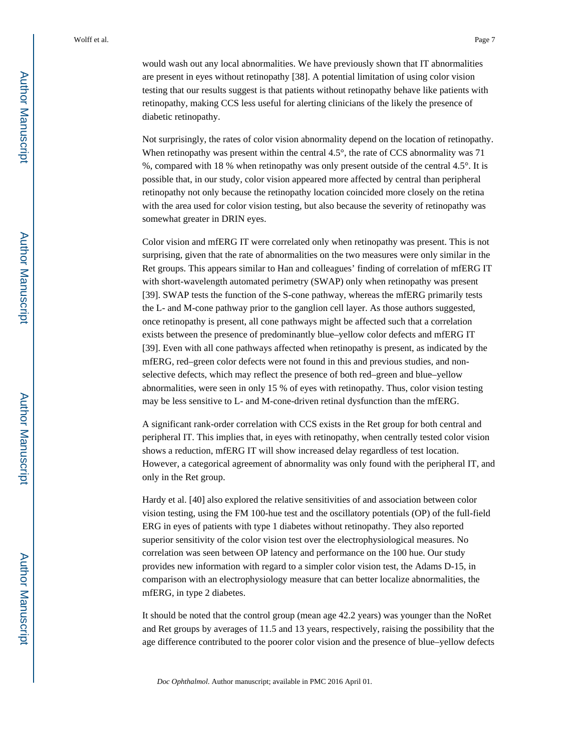would wash out any local abnormalities. We have previously shown that IT abnormalities are present in eyes without retinopathy [38]. A potential limitation of using color vision testing that our results suggest is that patients without retinopathy behave like patients with retinopathy, making CCS less useful for alerting clinicians of the likely the presence of diabetic retinopathy.

Not surprisingly, the rates of color vision abnormality depend on the location of retinopathy. When retinopathy was present within the central 4.5°, the rate of CCS abnormality was 71 %, compared with 18 % when retinopathy was only present outside of the central 4.5°. It is possible that, in our study, color vision appeared more affected by central than peripheral retinopathy not only because the retinopathy location coincided more closely on the retina with the area used for color vision testing, but also because the severity of retinopathy was somewhat greater in DRIN eyes.

Color vision and mfERG IT were correlated only when retinopathy was present. This is not surprising, given that the rate of abnormalities on the two measures were only similar in the Ret groups. This appears similar to Han and colleagues' finding of correlation of mfERG IT with short-wavelength automated perimetry (SWAP) only when retinopathy was present [39]. SWAP tests the function of the S-cone pathway, whereas the mfERG primarily tests the L- and M-cone pathway prior to the ganglion cell layer. As those authors suggested, once retinopathy is present, all cone pathways might be affected such that a correlation exists between the presence of predominantly blue–yellow color defects and mfERG IT [39]. Even with all cone pathways affected when retinopathy is present, as indicated by the mfERG, red–green color defects were not found in this and previous studies, and non-selective defects, which may reflect the presence of both red–green and blue–yellow abnormalities, were seen in only 15 % of eyes with retinopathy. Thus, color vision testing may be less sensitive to L- and M-cone-driven retinal dysfunction than the mfERG.

A significant rank-order correlation with CCS exists in the Ret group for both central and peripheral IT. This implies that, in eyes with retinopathy, when centrally tested color vision shows a reduction, mfERG IT will show increased delay regardless of test location. However, a categorical agreement of abnormality was only found with the peripheral IT, and only in the Ret group.

Hardy et al. [40] also explored the relative sensitivities of and association between color vision testing, using the FM 100-hue test and the oscillatory potentials (OP) of the full-field ERG in eyes of patients with type 1 diabetes without retinopathy. They also reported superior sensitivity of the color vision test over the electrophysiological measures. No correlation was seen between OP latency and performance on the 100 hue. Our study provides new information with regard to a simpler color vision test, the Adams D-15, in comparison with an electrophysiology measure that can better localize abnormalities, the mfERG, in type 2 diabetes.

It should be noted that the control group (mean age 42.2 years) was younger than the NoRet and Ret groups by averages of 11.5 and 13 years, respectively, raising the possibility that the age difference contributed to the poorer color vision and the presence of blue–yellow defects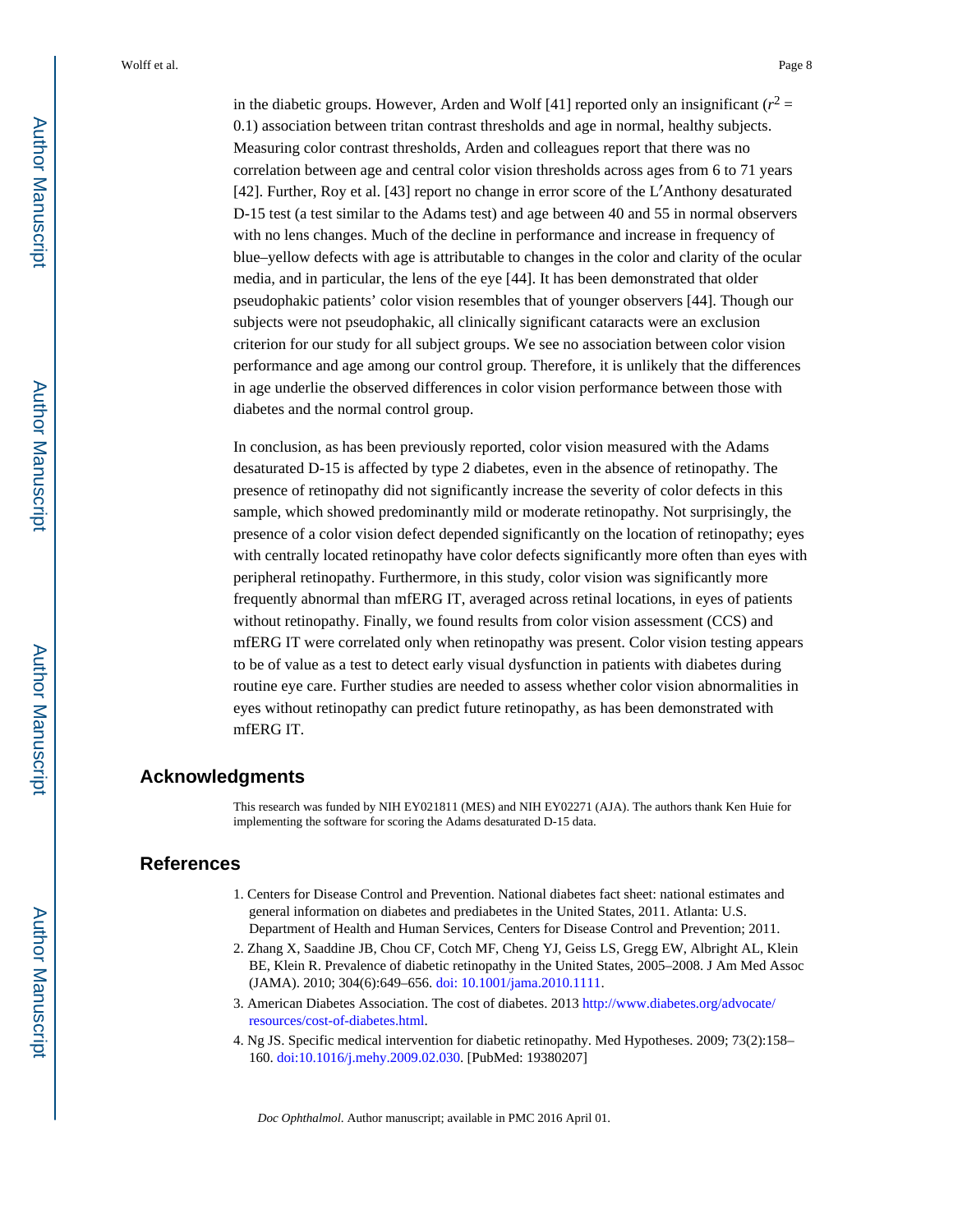in the diabetic groups. However, Arden and Wolf [41] reported only an insignificant ($r^2 = 0.1$) association between tritan contrast thresholds and age in normal, healthy subjects. Measuring color contrast thresholds, Arden and colleagues report that there was no correlation between age and central color vision thresholds across ages from 6 to 71 years [42]. Further, Roy et al. [43] report no change in error score of the L′Anthony desaturated D-15 test (a test similar to the Adams test) and age between 40 and 55 in normal observers with no lens changes. Much of the decline in performance and increase in frequency of blue–yellow defects with age is attributable to changes in the color and clarity of the ocular media, and in particular, the lens of the eye [44]. It has been demonstrated that older pseudophakic patients' color vision resembles that of younger observers [44]. Though our subjects were not pseudophakic, all clinically significant cataracts were an exclusion criterion for our study for all subject groups. We see no association between color vision performance and age among our control group. Therefore, it is unlikely that the differences in age underlie the observed differences in color vision performance between those with diabetes and the normal control group.

In conclusion, as has been previously reported, color vision measured with the Adams desaturated D-15 is affected by type 2 diabetes, even in the absence of retinopathy. The presence of retinopathy did not significantly increase the severity of color defects in this sample, which showed predominantly mild or moderate retinopathy. Not surprisingly, the presence of a color vision defect depended significantly on the location of retinopathy; eyes with centrally located retinopathy have color defects significantly more often than eyes with peripheral retinopathy. Furthermore, in this study, color vision was significantly more frequently abnormal than mfERG IT, averaged across retinal locations, in eyes of patients without retinopathy. Finally, we found results from color vision assessment (CCS) and mfERG IT were correlated only when retinopathy was present. Color vision testing appears to be of value as a test to detect early visual dysfunction in patients with diabetes during routine eye care. Further studies are needed to assess whether color vision abnormalities in eyes without retinopathy can predict future retinopathy, as has been demonstrated with mfERG IT.

## Acknowledgments

This research was funded by NIH EY021811 (MES) and NIH EY02271 (AJA). The authors thank Ken Huie for implementing the software for scoring the Adams desaturated D-15 data.

## References

1. Centers for Disease Control and Prevention. National diabetes fact sheet: national estimates and general information on diabetes and prediabetes in the United States, 2011. Atlanta: U.S. Department of Health and Human Services, Centers for Disease Control and Prevention; 2011.
2. Zhang X, Saaddine JB, Chou CF, Cotch MF, Cheng YJ, Geiss LS, Gregg EW, Albright AL, Klein BE, Klein R. Prevalence of diabetic retinopathy in the United States, 2005–2008. J Am Med Assoc (JAMA). 2010; 304(6):649–656. doi: 10.1001/jama.2010.1111.
3. American Diabetes Association. The cost of diabetes. 2013 http://www.diabetes.org/advocate/resources/cost-of-diabetes.html.
4. Ng JS. Specific medical intervention for diabetic retinopathy. Med Hypotheses. 2009; 73(2):158–160. doi:10.1016/j.mehy.2009.02.030. [PubMed: 19380207]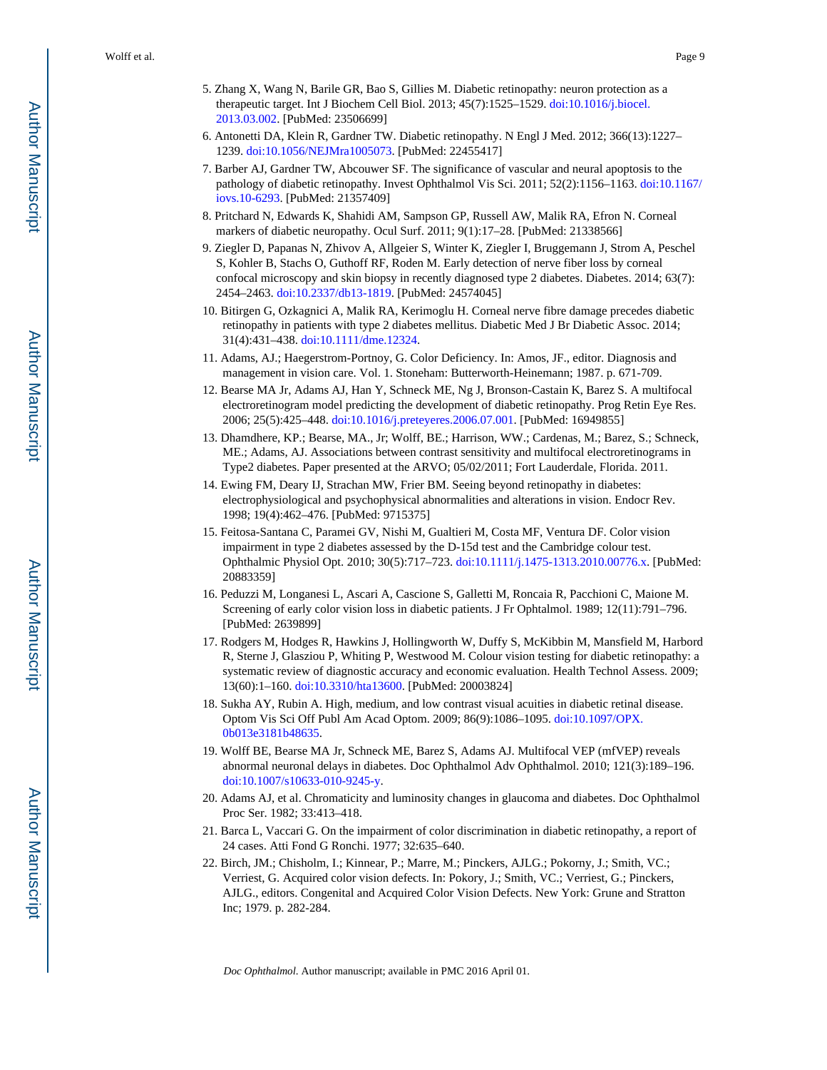5. Zhang X, Wang N, Barile GR, Bao S, Gillies M. Diabetic retinopathy: neuron protection as a therapeutic target. Int J Biochem Cell Biol. 2013; 45(7):1525–1529. doi:10.1016/j.biocel.2013.03.002. [PubMed: 23506699]
6. Antonetti DA, Klein R, Gardner TW. Diabetic retinopathy. N Engl J Med. 2012; 366(13):1227–1239. doi:10.1056/NEJMra1005073. [PubMed: 22455417]
7. Barber AJ, Gardner TW, Abcouwer SF. The significance of vascular and neural apoptosis to the pathology of diabetic retinopathy. Invest Ophthalmol Vis Sci. 2011; 52(2):1156–1163. doi:10.1167/iovs.10-6293. [PubMed: 21357409]
8. Pritchard N, Edwards K, Shahidi AM, Sampson GP, Russell AW, Malik RA, Efron N. Corneal markers of diabetic neuropathy. Ocul Surf. 2011; 9(1):17–28. [PubMed: 21338566]
9. Ziegler D, Papanas N, Zhivov A, Allgeier S, Winter K, Ziegler I, Bruggemann J, Strom A, Peschel S, Kohler B, Stachs O, Guthoff RF, Roden M. Early detection of nerve fiber loss by corneal confocal microscopy and skin biopsy in recently diagnosed type 2 diabetes. Diabetes. 2014; 63(7):2454–2463. doi:10.2337/db13-1819. [PubMed: 24574045]
10. Bitirgen G, Ozkagnici A, Malik RA, Kerimoglu H. Corneal nerve fibre damage precedes diabetic retinopathy in patients with type 2 diabetes mellitus. Diabetic Med J Br Diabetic Assoc. 2014; 31(4):431–438. doi:10.1111/dme.12324.
11. Adams, AJ.; Haegerstrom-Portnoy, G. Color Deficiency. In: Amos, JF., editor. Diagnosis and management in vision care. Vol. 1. Stoneham: Butterworth-Heinemann; 1987. p. 671-709.
12. Bearse MA Jr, Adams AJ, Han Y, Schneck ME, Ng J, Bronson-Castain K, Barez S. A multifocal electroretinogram model predicting the development of diabetic retinopathy. Prog Retin Eye Res. 2006; 25(5):425–448. doi:10.1016/j.preteyeres.2006.07.001. [PubMed: 16949855]
13. Dhamdhere, KP.; Bearse, MA., Jr; Wolff, BE.; Harrison, WW.; Cardenas, M.; Barez, S.; Schneck, ME.; Adams, AJ. Associations between contrast sensitivity and multifocal electroretinograms in Type2 diabetes. Paper presented at the ARVO; 05/02/2011; Fort Lauderdale, Florida. 2011.
14. Ewing FM, Deary IJ, Strachan MW, Frier BM. Seeing beyond retinopathy in diabetes: electrophysiological and psychophysical abnormalities and alterations in vision. Endocr Rev. 1998; 19(4):462–476. [PubMed: 9715375]
15. Feitosa-Santana C, Paramei GV, Nishi M, Gualtieri M, Costa MF, Ventura DF. Color vision impairment in type 2 diabetes assessed by the D-15d test and the Cambridge colour test. Ophthalmic Physiol Opt. 2010; 30(5):717–723. doi:10.1111/j.1475-1313.2010.00776.x. [PubMed: 20883359]
16. Peduzzi M, Longanesi L, Ascari A, Cascione S, Galletti M, Roncaia R, Pacchioni C, Maione M. Screening of early color vision loss in diabetic patients. J Fr Ophtalmol. 1989; 12(11):791–796. [PubMed: 2639899]
17. Rodgers M, Hodges R, Hawkins J, Hollingworth W, Duffy S, McKibbin M, Mansfield M, Harbord R, Sterne J, Glasziou P, Whiting P, Westwood M. Colour vision testing for diabetic retinopathy: a systematic review of diagnostic accuracy and economic evaluation. Health Technol Assess. 2009; 13(60):1–160. doi:10.3310/hta13600. [PubMed: 20003824]
18. Sukha AY, Rubin A. High, medium, and low contrast visual acuities in diabetic retinal disease. Optom Vis Sci Off Publ Am Acad Optom. 2009; 86(9):1086–1095. doi:10.1097/OPX.0b013e3181b48635.
19. Wolff BE, Bearse MA Jr, Schneck ME, Barez S, Adams AJ. Multifocal VEP (mfVEP) reveals abnormal neuronal delays in diabetes. Doc Ophthalmol Adv Ophthalmol. 2010; 121(3):189–196. doi:10.1007/s10633-010-9245-y.
20. Adams AJ, et al. Chromaticity and luminosity changes in glaucoma and diabetes. Doc Ophthalmol Proc Ser. 1982; 33:413–418.
21. Barca L, Vaccari G. On the impairment of color discrimination in diabetic retinopathy, a report of 24 cases. Atti Fond G Ronchi. 1977; 32:635–640.
22. Birch, JM.; Chisholm, I.; Kinnear, P.; Marre, M.; Pinckers, AJLG.; Pokorny, J.; Smith, VC.; Verriest, G. Acquired color vision defects. In: Pokory, J.; Smith, VC.; Verriest, G.; Pinckers, AJLG., editors. Congenital and Acquired Color Vision Defects. New York: Grune and Stratton Inc; 1979. p. 282-284.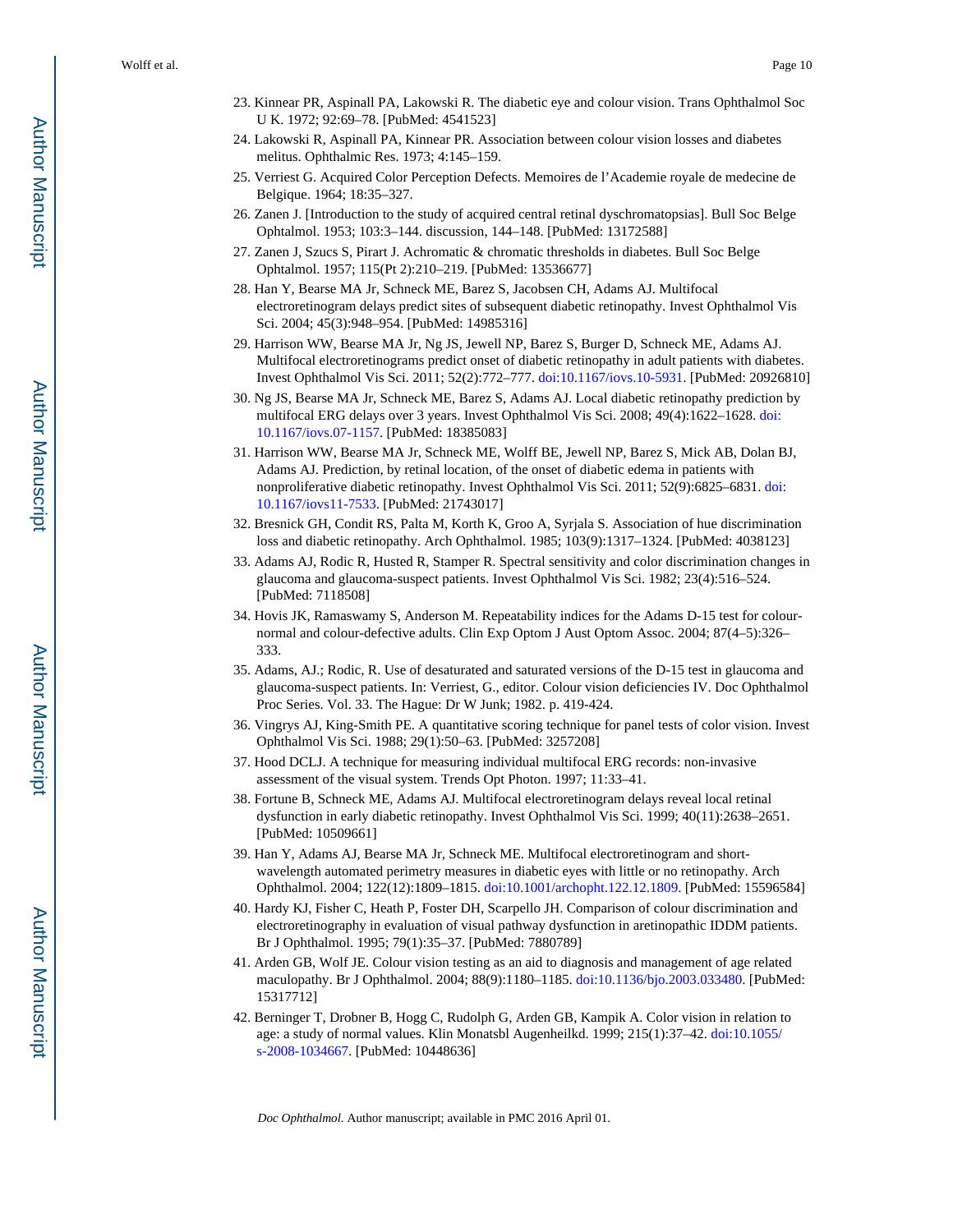23. Kinnear PR, Aspinall PA, Lakowski R. The diabetic eye and colour vision. Trans Ophthalmol Soc U K. 1972; 92:69–78. [PubMed: 4541523]
24. Lakowski R, Aspinall PA, Kinnear PR. Association between colour vision losses and diabetes melitus. Ophthalmic Res. 1973; 4:145–159.
25. Verriest G. Acquired Color Perception Defects. Memoires de l'Academie royale de medecine de Belgique. 1964; 18:35–327.
26. Zanen J. [Introduction to the study of acquired central retinal dyschromatopsias]. Bull Soc Belge Ophtalmol. 1953; 103:3–144. discussion, 144–148. [PubMed: 13172588]
27. Zanen J, Szucs S, Pirart J. Achromatic & chromatic thresholds in diabetes. Bull Soc Belge Ophtalmol. 1957; 115(Pt 2):210–219. [PubMed: 13536677]
28. Han Y, Bearse MA Jr, Schneck ME, Barez S, Jacobsen CH, Adams AJ. Multifocal electroretinogram delays predict sites of subsequent diabetic retinopathy. Invest Ophthalmol Vis Sci. 2004; 45(3):948–954. [PubMed: 14985316]
29. Harrison WW, Bearse MA Jr, Ng JS, Jewell NP, Barez S, Burger D, Schneck ME, Adams AJ. Multifocal electroretinograms predict onset of diabetic retinopathy in adult patients with diabetes. Invest Ophthalmol Vis Sci. 2011; 52(2):772–777. doi:10.1167/iovs.10-5931. [PubMed: 20926810]
30. Ng JS, Bearse MA Jr, Schneck ME, Barez S, Adams AJ. Local diabetic retinopathy prediction by multifocal ERG delays over 3 years. Invest Ophthalmol Vis Sci. 2008; 49(4):1622–1628. doi: 10.1167/iovs.07-1157. [PubMed: 18385083]
31. Harrison WW, Bearse MA Jr, Schneck ME, Wolff BE, Jewell NP, Barez S, Mick AB, Dolan BJ, Adams AJ. Prediction, by retinal location, of the onset of diabetic edema in patients with nonproliferative diabetic retinopathy. Invest Ophthalmol Vis Sci. 2011; 52(9):6825–6831. doi: 10.1167/iovs11-7533. [PubMed: 21743017]
32. Bresnick GH, Condit RS, Palta M, Korth K, Groo A, Syrjala S. Association of hue discrimination loss and diabetic retinopathy. Arch Ophthalmol. 1985; 103(9):1317–1324. [PubMed: 4038123]
33. Adams AJ, Rodic R, Husted R, Stamper R. Spectral sensitivity and color discrimination changes in glaucoma and glaucoma-suspect patients. Invest Ophthalmol Vis Sci. 1982; 23(4):516–524. [PubMed: 7118508]
34. Hovis JK, Ramaswamy S, Anderson M. Repeatability indices for the Adams D-15 test for colour-normal and colour-defective adults. Clin Exp Optom J Aust Optom Assoc. 2004; 87(4–5):326–333.
35. Adams, AJ.; Rodic, R. Use of desaturated and saturated versions of the D-15 test in glaucoma and glaucoma-suspect patients. In: Verriest, G., editor. Colour vision deficiencies IV. Doc Ophthalmol Proc Series. Vol. 33. The Hague: Dr W Junk; 1982. p. 419-424.
36. Vingrys AJ, King-Smith PE. A quantitative scoring technique for panel tests of color vision. Invest Ophthalmol Vis Sci. 1988; 29(1):50–63. [PubMed: 3257208]
37. Hood DCLJ. A technique for measuring individual multifocal ERG records: non-invasive assessment of the visual system. Trends Opt Photon. 1997; 11:33–41.
38. Fortune B, Schneck ME, Adams AJ. Multifocal electroretinogram delays reveal local retinal dysfunction in early diabetic retinopathy. Invest Ophthalmol Vis Sci. 1999; 40(11):2638–2651. [PubMed: 10509661]
39. Han Y, Adams AJ, Bearse MA Jr, Schneck ME. Multifocal electroretinogram and short-wavelength automated perimetry measures in diabetic eyes with little or no retinopathy. Arch Ophthalmol. 2004; 122(12):1809–1815. doi:10.1001/archopht.122.12.1809. [PubMed: 15596584]
40. Hardy KJ, Fisher C, Heath P, Foster DH, Scarpello JH. Comparison of colour discrimination and electroretinography in evaluation of visual pathway dysfunction in aretinopathic IDDM patients. Br J Ophthalmol. 1995; 79(1):35–37. [PubMed: 7880789]
41. Arden GB, Wolf JE. Colour vision testing as an aid to diagnosis and management of age related maculopathy. Br J Ophthalmol. 2004; 88(9):1180–1185. doi:10.1136/bjo.2003.033480. [PubMed: 15317712]
42. Berninger T, Drobner B, Hogg C, Rudolph G, Arden GB, Kampik A. Color vision in relation to age: a study of normal values. Klin Monatsbl Augenheilkd. 1999; 215(1):37–42. doi:10.1055/s-2008-1034667. [PubMed: 10448636]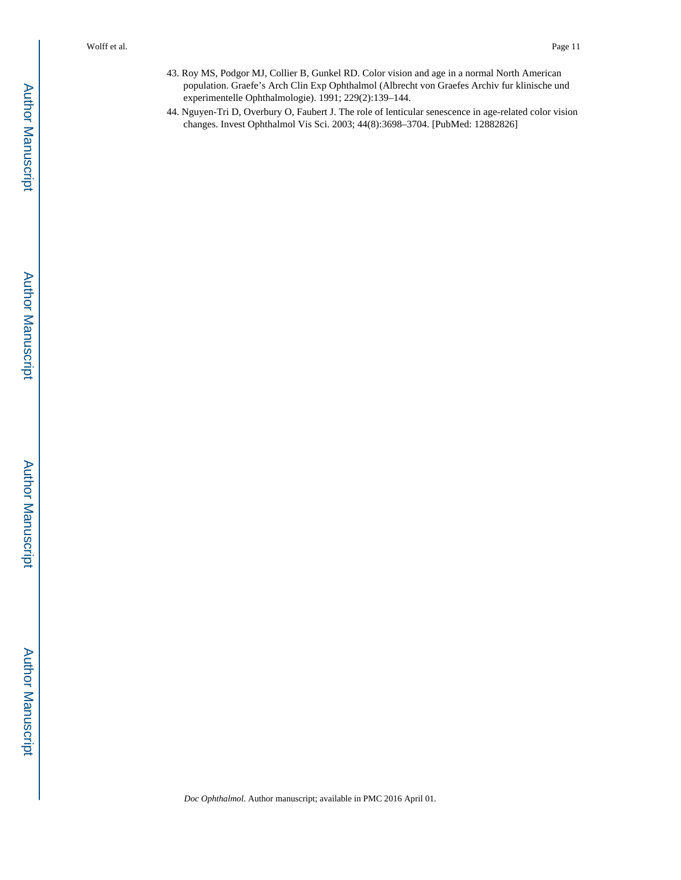43. Roy MS, Podgor MJ, Collier B, Gunkel RD. Color vision and age in a normal North American population. Graefe's Arch Clin Exp Ophthalmol (Albrecht von Graefes Archiv fur klinische und experimentelle Ophthalmologie). 1991; 229(2):139–144.
44. Nguyen-Tri D, Overbury O, Faubert J. The role of lenticular senescence in age-related color vision changes. Invest Ophthalmol Vis Sci. 2003; 44(8):3698–3704. [PubMed: 12882826]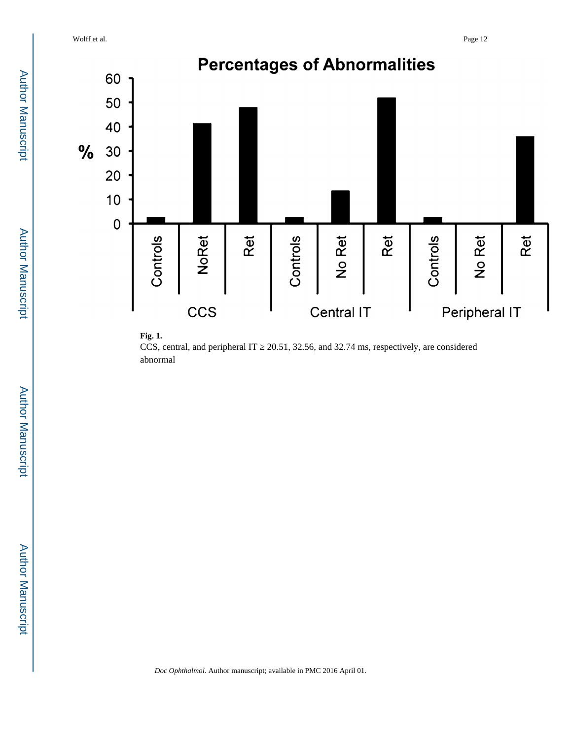**Fig. 1.**

CCS, central, and peripheral IT ≥ 20.51, 32.56, and 32.74 ms, respectively, are considered abnormal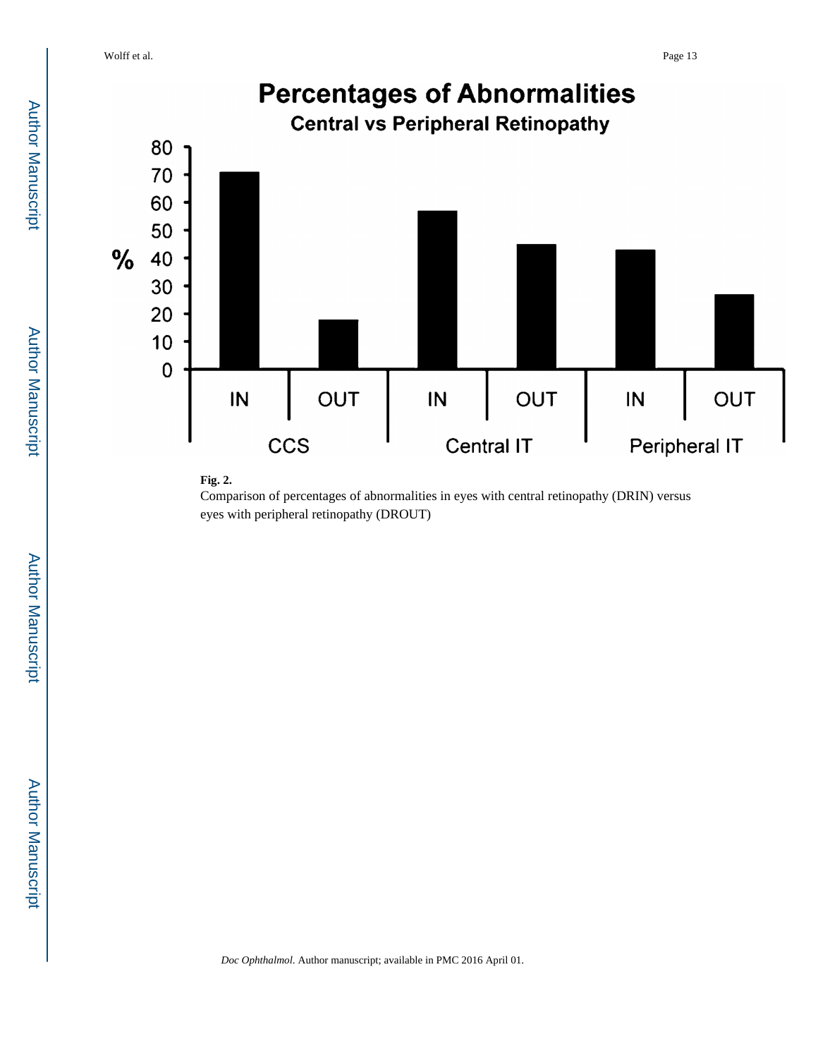**Fig. 2.**

Comparison of percentages of abnormalities in eyes with central retinopathy (DRIN) versus eyes with peripheral retinopathy (DROUT)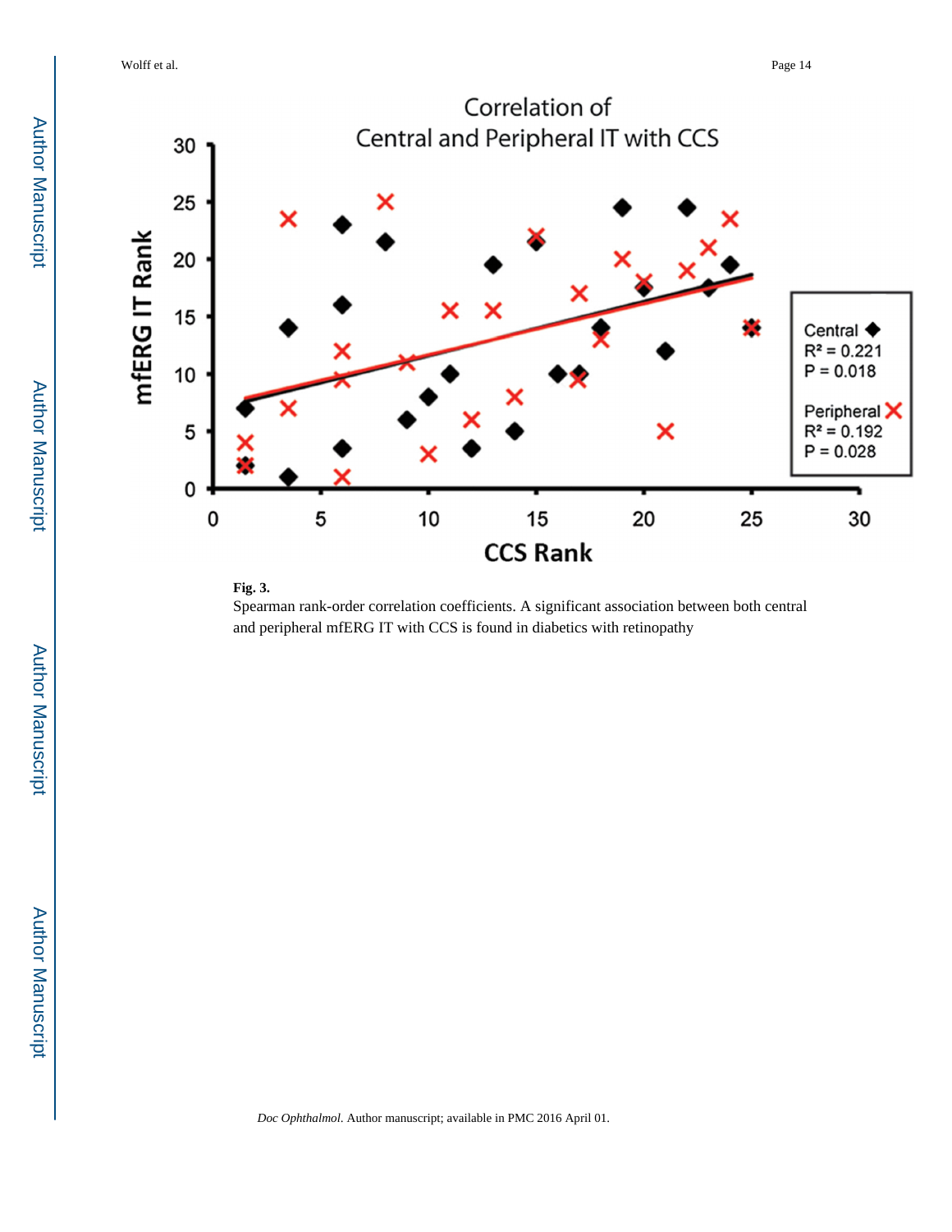**Fig. 3.**

Spearman rank-order correlation coefficients. A significant association between both central and peripheral mfERG IT with CCS is found in diabetics with retinopathy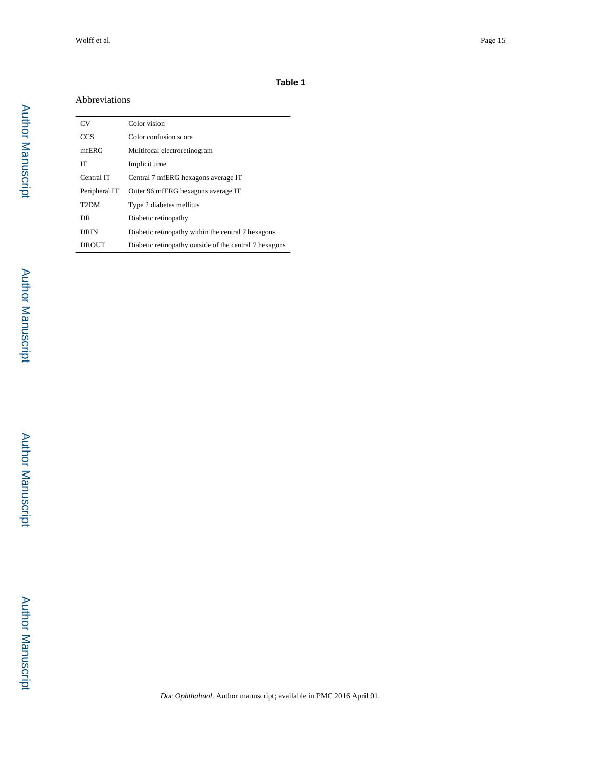**Table 1**

Abbreviations

| | |
|---|---|
| CV | Color vision |
| CCS | Color confusion score |
| mfERG | Multifocal electroretinogram |
| IT | Implicit time |
| Central IT | Central 7 mfERG hexagons average IT |
| Peripheral IT | Outer 96 mfERG hexagons average IT |
| T2DM | Type 2 diabetes mellitus |
| DR | Diabetic retinopathy |
| DRIN | Diabetic retinopathy within the central 7 hexagons |
| DROUT | Diabetic retinopathy outside of the central 7 hexagons |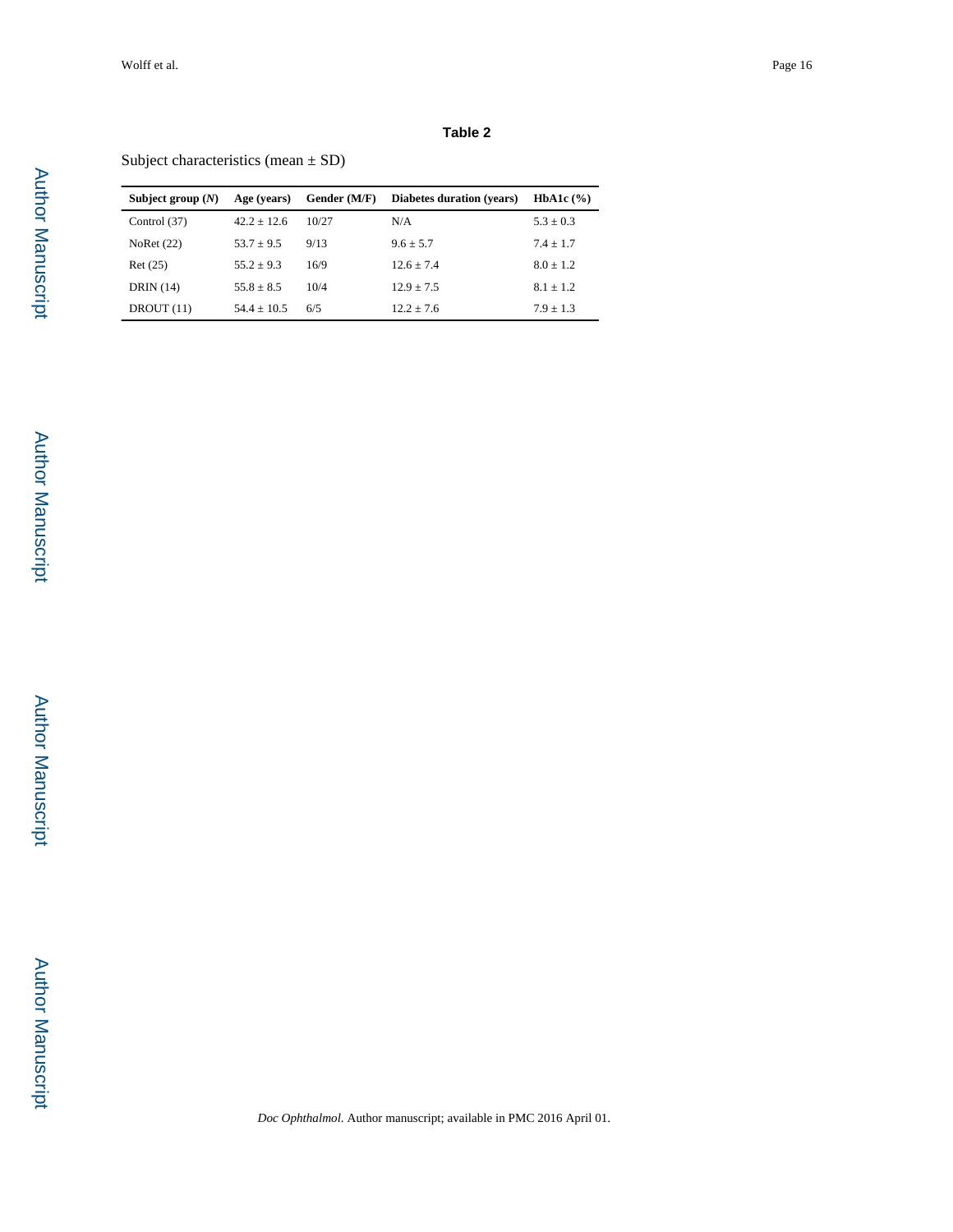## Table 2

Subject characteristics (mean ± SD)

| **Subject group (*N*)** | **Age (years)** | **Gender (M/F)** | **Diabetes duration (years)** | **HbA1c (%)** |
|---|---|---|---|---|
| Control (37) | 42.2 ± 12.6 | 10/27 | N/A | 5.3 ± 0.3 |
| NoRet (22) | 53.7 ± 9.5 | 9/13 | 9.6 ± 5.7 | 7.4 ± 1.7 |
| Ret (25) | 55.2 ± 9.3 | 16/9 | 12.6 ± 7.4 | 8.0 ± 1.2 |
| DRIN (14) | 55.8 ± 8.5 | 10/4 | 12.9 ± 7.5 | 8.1 ± 1.2 |
| DROUT (11) | 54.4 ± 10.5 | 6/5 | 12.2 ± 7.6 | 7.9 ± 1.3 |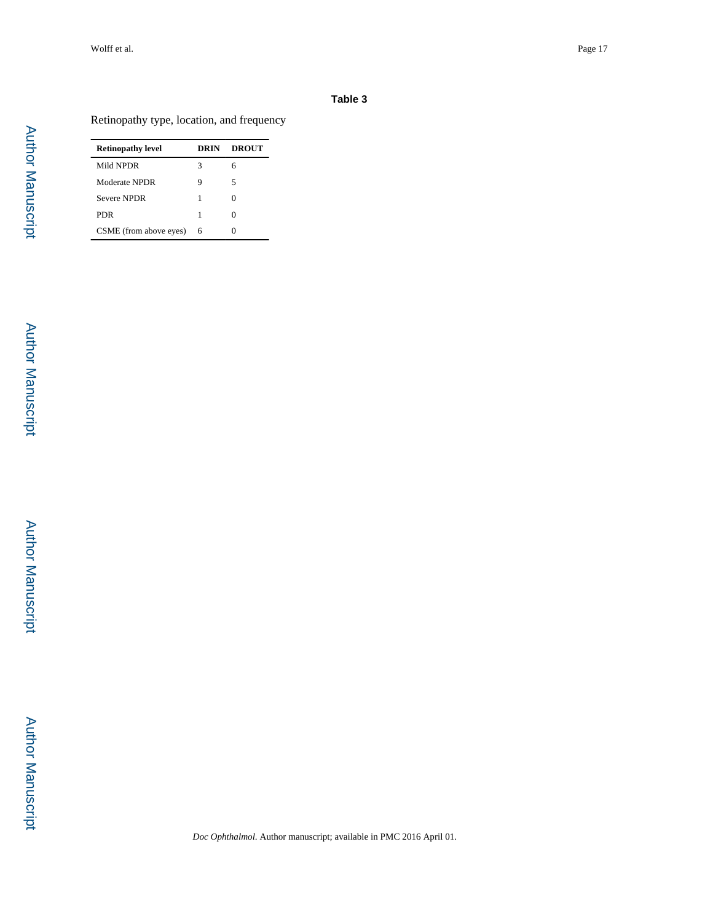**Table 3**

Retinopathy type, location, and frequency

| Retinopathy level | DRIN | DROUT |
|---|---|---|
| Mild NPDR | 3 | 6 |
| Moderate NPDR | 9 | 5 |
| Severe NPDR | 1 | 0 |
| PDR | 1 | 0 |
| CSME (from above eyes) | 6 | 0 |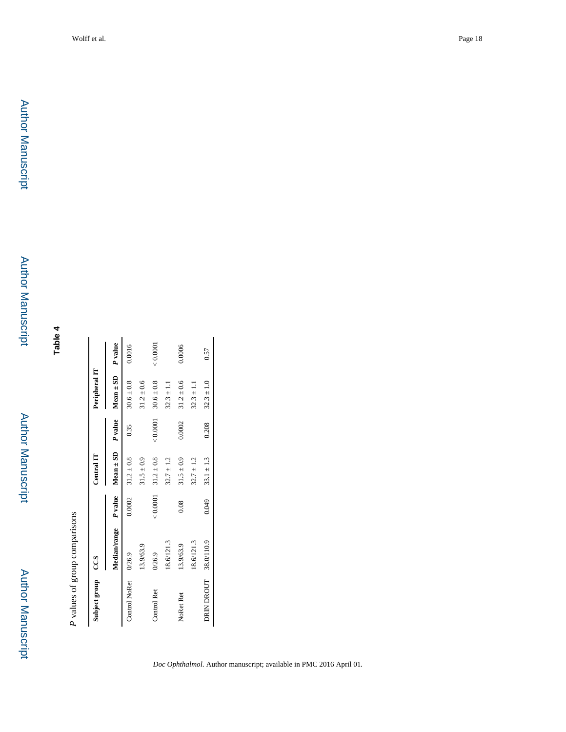# Table 4

*P* values of group comparisons

| Subject group | CCS | | Central IT | | Peripheral IT | |
|---|---|---|---|---|---|---|
| | Median/range | *P* value | Mean ± SD | *P* value | Mean ± SD | *P* value |
| Control NoRet | 0/26.9 | 0.0002 | 31.2 ± 0.8 | 0.35 | 30.6 ± 0.8 | 0.0016 |
| | 13.9/63.9 | | 31.5 ± 0.9 | | 31.2 ± 0.6 | |
| Control Ret | 0/26.9 | < 0.0001 | 31.2 ± 0.8 | < 0.0001 | 30.6 ± 0.8 | < 0.0001 |
| | 18.6/121.3 | | 32.7 ± 1.2 | | 32.3 ± 1.1 | |
| NoRet Ret | 13.9/63.9 | 0.08 | 31.5 ± 0.9 | 0.0002 | 31.2 ± 0.6 | 0.0006 |
| | 18.6/121.3 | | 32.7 ± 1.2 | | 32.3 ± 1.1 | |
| DRIN DROUT | 38.0/110.9 | 0.049 | 33.1 ± 1.3 | 0.208 | 32.3 ± 1.0 | 0.57 |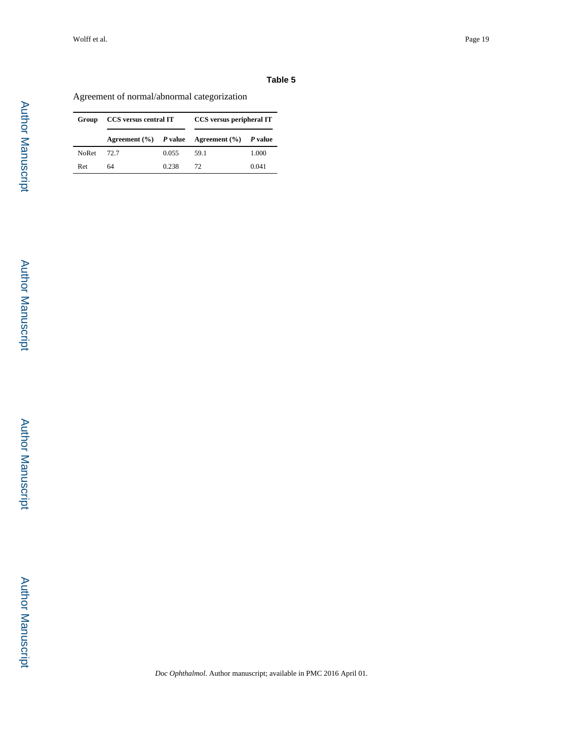**Table 5**

Agreement of normal/abnormal categorization

| Group | CCS versus central IT | | CCS versus peripheral IT | |
|---|---|---|---|---|
| | Agreement (%) | *P* value | Agreement (%) | *P* value |
| NoRet | 72.7 | 0.055 | 59.1 | 1.000 |
| Ret | 64 | 0.238 | 72 | 0.041 |